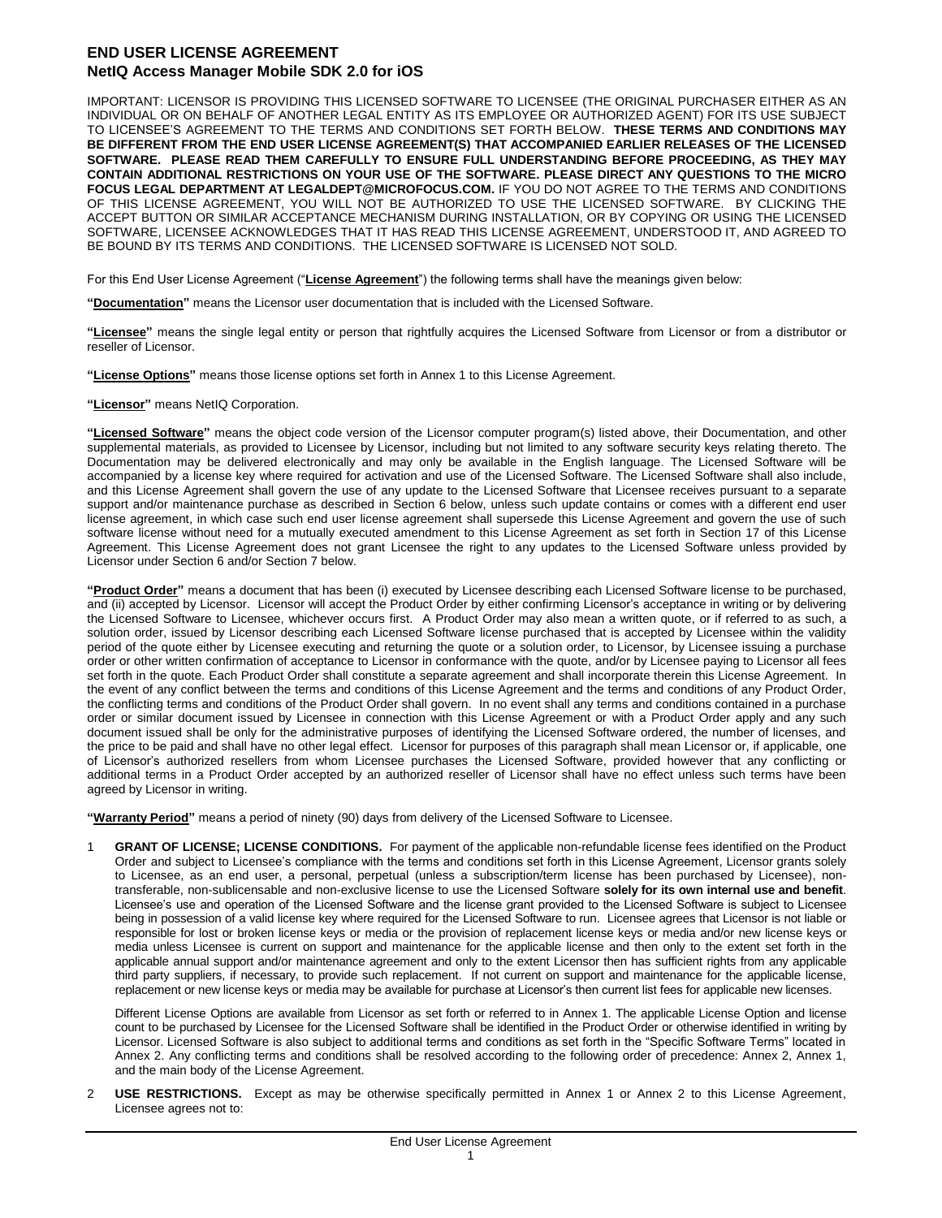# END USER LICENSE AGREEMENT
## NetIQ Access Manager Mobile SDK 2.0 for iOS

IMPORTANT: LICENSOR IS PROVIDING THIS LICENSED SOFTWARE TO LICENSEE (THE ORIGINAL PURCHASER EITHER AS AN INDIVIDUAL OR ON BEHALF OF ANOTHER LEGAL ENTITY AS ITS EMPLOYEE OR AUTHORIZED AGENT) FOR ITS USE SUBJECT TO LICENSEE'S AGREEMENT TO THE TERMS AND CONDITIONS SET FORTH BELOW. **THESE TERMS AND CONDITIONS MAY BE DIFFERENT FROM THE END USER LICENSE AGREEMENT(S) THAT ACCOMPANIED EARLIER RELEASES OF THE LICENSED SOFTWARE. PLEASE READ THEM CAREFULLY TO ENSURE FULL UNDERSTANDING BEFORE PROCEEDING, AS THEY MAY CONTAIN ADDITIONAL RESTRICTIONS ON YOUR USE OF THE SOFTWARE. PLEASE DIRECT ANY QUESTIONS TO THE MICRO FOCUS LEGAL DEPARTMENT AT LEGALDEPT@MICROFOCUS.COM.** IF YOU DO NOT AGREE TO THE TERMS AND CONDITIONS OF THIS LICENSE AGREEMENT, YOU WILL NOT BE AUTHORIZED TO USE THE LICENSED SOFTWARE. BY CLICKING THE ACCEPT BUTTON OR SIMILAR ACCEPTANCE MECHANISM DURING INSTALLATION, OR BY COPYING OR USING THE LICENSED SOFTWARE, LICENSEE ACKNOWLEDGES THAT IT HAS READ THIS LICENSE AGREEMENT, UNDERSTOOD IT, AND AGREED TO BE BOUND BY ITS TERMS AND CONDITIONS. THE LICENSED SOFTWARE IS LICENSED NOT SOLD.

For this End User License Agreement ("**License Agreement**") the following terms shall have the meanings given below:

**"Documentation"** means the Licensor user documentation that is included with the Licensed Software.

**"Licensee"** means the single legal entity or person that rightfully acquires the Licensed Software from Licensor or from a distributor or reseller of Licensor.

**"License Options"** means those license options set forth in Annex 1 to this License Agreement.

**"Licensor"** means NetIQ Corporation.

**"Licensed Software"** means the object code version of the Licensor computer program(s) listed above, their Documentation, and other supplemental materials, as provided to Licensee by Licensor, including but not limited to any software security keys relating thereto. The Documentation may be delivered electronically and may only be available in the English language. The Licensed Software will be accompanied by a license key where required for activation and use of the Licensed Software. The Licensed Software shall also include, and this License Agreement shall govern the use of any update to the Licensed Software that Licensee receives pursuant to a separate support and/or maintenance purchase as described in Section 6 below, unless such update contains or comes with a different end user license agreement, in which case such end user license agreement shall supersede this License Agreement and govern the use of such software license without need for a mutually executed amendment to this License Agreement as set forth in Section 17 of this License Agreement. This License Agreement does not grant Licensee the right to any updates to the Licensed Software unless provided by Licensor under Section 6 and/or Section 7 below.

**"Product Order"** means a document that has been (i) executed by Licensee describing each Licensed Software license to be purchased, and (ii) accepted by Licensor. Licensor will accept the Product Order by either confirming Licensor's acceptance in writing or by delivering the Licensed Software to Licensee, whichever occurs first. A Product Order may also mean a written quote, or if referred to as such, a solution order, issued by Licensor describing each Licensed Software license purchased that is accepted by Licensee within the validity period of the quote either by Licensee executing and returning the quote or a solution order, to Licensor, by Licensee issuing a purchase order or other written confirmation of acceptance to Licensor in conformance with the quote, and/or by Licensee paying to Licensor all fees set forth in the quote. Each Product Order shall constitute a separate agreement and shall incorporate therein this License Agreement. In the event of any conflict between the terms and conditions of this License Agreement and the terms and conditions of any Product Order, the conflicting terms and conditions of the Product Order shall govern. In no event shall any terms and conditions contained in a purchase order or similar document issued by Licensee in connection with this License Agreement or with a Product Order apply and any such document issued shall be only for the administrative purposes of identifying the Licensed Software ordered, the number of licenses, and the price to be paid and shall have no other legal effect. Licensor for purposes of this paragraph shall mean Licensor or, if applicable, one of Licensor's authorized resellers from whom Licensee purchases the Licensed Software, provided however that any conflicting or additional terms in a Product Order accepted by an authorized reseller of Licensor shall have no effect unless such terms have been agreed by Licensor in writing.

**"Warranty Period"** means a period of ninety (90) days from delivery of the Licensed Software to Licensee.

1 **GRANT OF LICENSE; LICENSE CONDITIONS.** For payment of the applicable non-refundable license fees identified on the Product Order and subject to Licensee's compliance with the terms and conditions set forth in this License Agreement, Licensor grants solely to Licensee, as an end user, a personal, perpetual (unless a subscription/term license has been purchased by Licensee), non-transferable, non-sublicensable and non-exclusive license to use the Licensed Software **solely for its own internal use and benefit**. Licensee's use and operation of the Licensed Software and the license grant provided to the Licensed Software is subject to Licensee being in possession of a valid license key where required for the Licensed Software to run. Licensee agrees that Licensor is not liable or responsible for lost or broken license keys or media or the provision of replacement license keys or media and/or new license keys or media unless Licensee is current on support and maintenance for the applicable license and then only to the extent set forth in the applicable annual support and/or maintenance agreement and only to the extent Licensor then has sufficient rights from any applicable third party suppliers, if necessary, to provide such replacement. If not current on support and maintenance for the applicable license, replacement or new license keys or media may be available for purchase at Licensor's then current list fees for applicable new licenses.

   Different License Options are available from Licensor as set forth or referred to in Annex 1. The applicable License Option and license count to be purchased by Licensee for the Licensed Software shall be identified in the Product Order or otherwise identified in writing by Licensor. Licensed Software is also subject to additional terms and conditions as set forth in the "Specific Software Terms" located in Annex 2. Any conflicting terms and conditions shall be resolved according to the following order of precedence: Annex 2, Annex 1, and the main body of the License Agreement.

2 **USE RESTRICTIONS.** Except as may be otherwise specifically permitted in Annex 1 or Annex 2 to this License Agreement, Licensee agrees not to: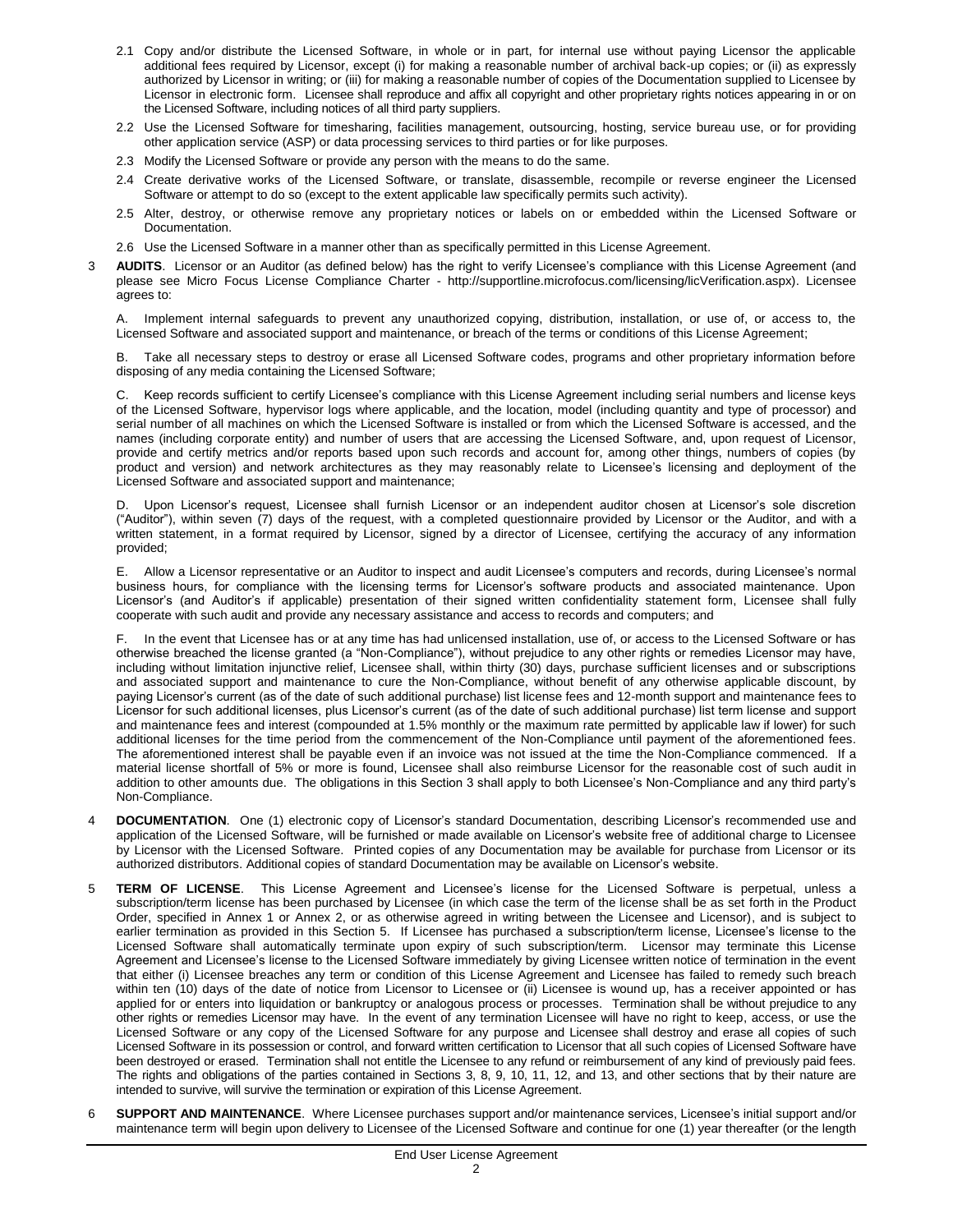2.1 Copy and/or distribute the Licensed Software, in whole or in part, for internal use without paying Licensor the applicable additional fees required by Licensor, except (i) for making a reasonable number of archival back-up copies; or (ii) as expressly authorized by Licensor in writing; or (iii) for making a reasonable number of copies of the Documentation supplied to Licensee by Licensor in electronic form. Licensee shall reproduce and affix all copyright and other proprietary rights notices appearing in or on the Licensed Software, including notices of all third party suppliers.

2.2 Use the Licensed Software for timesharing, facilities management, outsourcing, hosting, service bureau use, or for providing other application service (ASP) or data processing services to third parties or for like purposes.

2.3 Modify the Licensed Software or provide any person with the means to do the same.

2.4 Create derivative works of the Licensed Software, or translate, disassemble, recompile or reverse engineer the Licensed Software or attempt to do so (except to the extent applicable law specifically permits such activity).

2.5 Alter, destroy, or otherwise remove any proprietary notices or labels on or embedded within the Licensed Software or Documentation.

2.6 Use the Licensed Software in a manner other than as specifically permitted in this License Agreement.

3 **AUDITS**. Licensor or an Auditor (as defined below) has the right to verify Licensee's compliance with this License Agreement (and please see Micro Focus License Compliance Charter - http://supportline.microfocus.com/licensing/licVerification.aspx). Licensee agrees to:

A. Implement internal safeguards to prevent any unauthorized copying, distribution, installation, or use of, or access to, the Licensed Software and associated support and maintenance, or breach of the terms or conditions of this License Agreement;

B. Take all necessary steps to destroy or erase all Licensed Software codes, programs and other proprietary information before disposing of any media containing the Licensed Software;

C. Keep records sufficient to certify Licensee's compliance with this License Agreement including serial numbers and license keys of the Licensed Software, hypervisor logs where applicable, and the location, model (including quantity and type of processor) and serial number of all machines on which the Licensed Software is installed or from which the Licensed Software is accessed, and the names (including corporate entity) and number of users that are accessing the Licensed Software, and, upon request of Licensor, provide and certify metrics and/or reports based upon such records and account for, among other things, numbers of copies (by product and version) and network architectures as they may reasonably relate to Licensee's licensing and deployment of the Licensed Software and associated support and maintenance;

D. Upon Licensor's request, Licensee shall furnish Licensor or an independent auditor chosen at Licensor's sole discretion ("Auditor"), within seven (7) days of the request, with a completed questionnaire provided by Licensor or the Auditor, and with a written statement, in a format required by Licensor, signed by a director of Licensee, certifying the accuracy of any information provided;

E. Allow a Licensor representative or an Auditor to inspect and audit Licensee's computers and records, during Licensee's normal business hours, for compliance with the licensing terms for Licensor's software products and associated maintenance. Upon Licensor's (and Auditor's if applicable) presentation of their signed written confidentiality statement form, Licensee shall fully cooperate with such audit and provide any necessary assistance and access to records and computers; and

F. In the event that Licensee has or at any time has had unlicensed installation, use of, or access to the Licensed Software or has otherwise breached the license granted (a "Non-Compliance"), without prejudice to any other rights or remedies Licensor may have, including without limitation injunctive relief, Licensee shall, within thirty (30) days, purchase sufficient licenses and or subscriptions and associated support and maintenance to cure the Non-Compliance, without benefit of any otherwise applicable discount, by paying Licensor's current (as of the date of such additional purchase) list license fees and 12-month support and maintenance fees to Licensor for such additional licenses, plus Licensor's current (as of the date of such additional purchase) list term license and support and maintenance fees and interest (compounded at 1.5% monthly or the maximum rate permitted by applicable law if lower) for such additional licenses for the time period from the commencement of the Non-Compliance until payment of the aforementioned fees. The aforementioned interest shall be payable even if an invoice was not issued at the time the Non-Compliance commenced. If a material license shortfall of 5% or more is found, Licensee shall also reimburse Licensor for the reasonable cost of such audit in addition to other amounts due. The obligations in this Section 3 shall apply to both Licensee's Non-Compliance and any third party's Non-Compliance.

4 **DOCUMENTATION**. One (1) electronic copy of Licensor's standard Documentation, describing Licensor's recommended use and application of the Licensed Software, will be furnished or made available on Licensor's website free of additional charge to Licensee by Licensor with the Licensed Software. Printed copies of any Documentation may be available for purchase from Licensor or its authorized distributors. Additional copies of standard Documentation may be available on Licensor's website.

5 **TERM OF LICENSE**. This License Agreement and Licensee's license for the Licensed Software is perpetual, unless a subscription/term license has been purchased by Licensee (in which case the term of the license shall be as set forth in the Product Order, specified in Annex 1 or Annex 2, or as otherwise agreed in writing between the Licensee and Licensor), and is subject to earlier termination as provided in this Section 5. If Licensee has purchased a subscription/term license, Licensee's license to the Licensed Software shall automatically terminate upon expiry of such subscription/term. Licensor may terminate this License Agreement and Licensee's license to the Licensed Software immediately by giving Licensee written notice of termination in the event that either (i) Licensee breaches any term or condition of this License Agreement and Licensee has failed to remedy such breach within ten (10) days of the date of notice from Licensor to Licensee or (ii) Licensee is wound up, has a receiver appointed or has applied for or enters into liquidation or bankruptcy or analogous process or processes. Termination shall be without prejudice to any other rights or remedies Licensor may have. In the event of any termination Licensee will have no right to keep, access, or use the Licensed Software or any copy of the Licensed Software for any purpose and Licensee shall destroy and erase all copies of such Licensed Software in its possession or control, and forward written certification to Licensor that all such copies of Licensed Software have been destroyed or erased. Termination shall not entitle the Licensee to any refund or reimbursement of any kind of previously paid fees. The rights and obligations of the parties contained in Sections 3, 8, 9, 10, 11, 12, and 13, and other sections that by their nature are intended to survive, will survive the termination or expiration of this License Agreement.

6 **SUPPORT AND MAINTENANCE**. Where Licensee purchases support and/or maintenance services, Licensee's initial support and/or maintenance term will begin upon delivery to Licensee of the Licensed Software and continue for one (1) year thereafter (or the length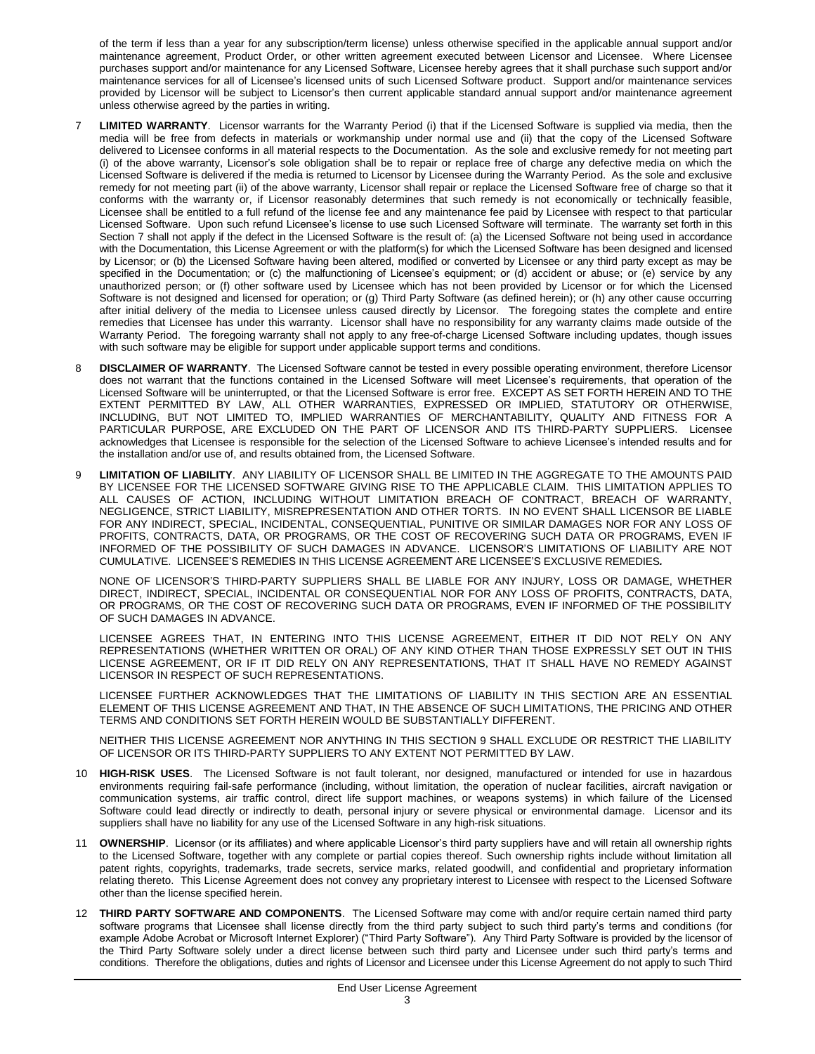of the term if less than a year for any subscription/term license) unless otherwise specified in the applicable annual support and/or maintenance agreement, Product Order, or other written agreement executed between Licensor and Licensee. Where Licensee purchases support and/or maintenance for any Licensed Software, Licensee hereby agrees that it shall purchase such support and/or maintenance services for all of Licensee's licensed units of such Licensed Software product. Support and/or maintenance services provided by Licensor will be subject to Licensor's then current applicable standard annual support and/or maintenance agreement unless otherwise agreed by the parties in writing.

7 **LIMITED WARRANTY**. Licensor warrants for the Warranty Period (i) that if the Licensed Software is supplied via media, then the media will be free from defects in materials or workmanship under normal use and (ii) that the copy of the Licensed Software delivered to Licensee conforms in all material respects to the Documentation. As the sole and exclusive remedy for not meeting part (i) of the above warranty, Licensor's sole obligation shall be to repair or replace free of charge any defective media on which the Licensed Software is delivered if the media is returned to Licensor by Licensee during the Warranty Period. As the sole and exclusive remedy for not meeting part (ii) of the above warranty, Licensor shall repair or replace the Licensed Software free of charge so that it conforms with the warranty or, if Licensor reasonably determines that such remedy is not economically or technically feasible, Licensee shall be entitled to a full refund of the license fee and any maintenance fee paid by Licensee with respect to that particular Licensed Software. Upon such refund Licensee's license to use such Licensed Software will terminate. The warranty set forth in this Section 7 shall not apply if the defect in the Licensed Software is the result of: (a) the Licensed Software not being used in accordance with the Documentation, this License Agreement or with the platform(s) for which the Licensed Software has been designed and licensed by Licensor; or (b) the Licensed Software having been altered, modified or converted by Licensee or any third party except as may be specified in the Documentation; or (c) the malfunctioning of Licensee's equipment; or (d) accident or abuse; or (e) service by any unauthorized person; or (f) other software used by Licensee which has not been provided by Licensor or for which the Licensed Software is not designed and licensed for operation; or (g) Third Party Software (as defined herein); or (h) any other cause occurring after initial delivery of the media to Licensee unless caused directly by Licensor. The foregoing states the complete and entire remedies that Licensee has under this warranty. Licensor shall have no responsibility for any warranty claims made outside of the Warranty Period. The foregoing warranty shall not apply to any free-of-charge Licensed Software including updates, though issues with such software may be eligible for support under applicable support terms and conditions.

8 **DISCLAIMER OF WARRANTY**. The Licensed Software cannot be tested in every possible operating environment, therefore Licensor does not warrant that the functions contained in the Licensed Software will meet Licensee's requirements, that operation of the Licensed Software will be uninterrupted, or that the Licensed Software is error free. EXCEPT AS SET FORTH HEREIN AND TO THE EXTENT PERMITTED BY LAW, ALL OTHER WARRANTIES, EXPRESSED OR IMPLIED, STATUTORY OR OTHERWISE, INCLUDING, BUT NOT LIMITED TO, IMPLIED WARRANTIES OF MERCHANTABILITY, QUALITY AND FITNESS FOR A PARTICULAR PURPOSE, ARE EXCLUDED ON THE PART OF LICENSOR AND ITS THIRD-PARTY SUPPLIERS. Licensee acknowledges that Licensee is responsible for the selection of the Licensed Software to achieve Licensee's intended results and for the installation and/or use of, and results obtained from, the Licensed Software.

9 **LIMITATION OF LIABILITY**. ANY LIABILITY OF LICENSOR SHALL BE LIMITED IN THE AGGREGATE TO THE AMOUNTS PAID BY LICENSEE FOR THE LICENSED SOFTWARE GIVING RISE TO THE APPLICABLE CLAIM. THIS LIMITATION APPLIES TO ALL CAUSES OF ACTION, INCLUDING WITHOUT LIMITATION BREACH OF CONTRACT, BREACH OF WARRANTY, NEGLIGENCE, STRICT LIABILITY, MISREPRESENTATION AND OTHER TORTS. IN NO EVENT SHALL LICENSOR BE LIABLE FOR ANY INDIRECT, SPECIAL, INCIDENTAL, CONSEQUENTIAL, PUNITIVE OR SIMILAR DAMAGES NOR FOR ANY LOSS OF PROFITS, CONTRACTS, DATA, OR PROGRAMS, OR THE COST OF RECOVERING SUCH DATA OR PROGRAMS, EVEN IF INFORMED OF THE POSSIBILITY OF SUCH DAMAGES IN ADVANCE. LICENSOR'S LIMITATIONS OF LIABILITY ARE NOT CUMULATIVE. LICENSEE'S REMEDIES IN THIS LICENSE AGREEMENT ARE LICENSEE'S EXCLUSIVE REMEDIES.

   NONE OF LICENSOR'S THIRD-PARTY SUPPLIERS SHALL BE LIABLE FOR ANY INJURY, LOSS OR DAMAGE, WHETHER DIRECT, INDIRECT, SPECIAL, INCIDENTAL OR CONSEQUENTIAL NOR FOR ANY LOSS OF PROFITS, CONTRACTS, DATA, OR PROGRAMS, OR THE COST OF RECOVERING SUCH DATA OR PROGRAMS, EVEN IF INFORMED OF THE POSSIBILITY OF SUCH DAMAGES IN ADVANCE.

   LICENSEE AGREES THAT, IN ENTERING INTO THIS LICENSE AGREEMENT, EITHER IT DID NOT RELY ON ANY REPRESENTATIONS (WHETHER WRITTEN OR ORAL) OF ANY KIND OTHER THAN THOSE EXPRESSLY SET OUT IN THIS LICENSE AGREEMENT, OR IF IT DID RELY ON ANY REPRESENTATIONS, THAT IT SHALL HAVE NO REMEDY AGAINST LICENSOR IN RESPECT OF SUCH REPRESENTATIONS.

   LICENSEE FURTHER ACKNOWLEDGES THAT THE LIMITATIONS OF LIABILITY IN THIS SECTION ARE AN ESSENTIAL ELEMENT OF THIS LICENSE AGREEMENT AND THAT, IN THE ABSENCE OF SUCH LIMITATIONS, THE PRICING AND OTHER TERMS AND CONDITIONS SET FORTH HEREIN WOULD BE SUBSTANTIALLY DIFFERENT.

   NEITHER THIS LICENSE AGREEMENT NOR ANYTHING IN THIS SECTION 9 SHALL EXCLUDE OR RESTRICT THE LIABILITY OF LICENSOR OR ITS THIRD-PARTY SUPPLIERS TO ANY EXTENT NOT PERMITTED BY LAW.

10 **HIGH-RISK USES**. The Licensed Software is not fault tolerant, nor designed, manufactured or intended for use in hazardous environments requiring fail-safe performance (including, without limitation, the operation of nuclear facilities, aircraft navigation or communication systems, air traffic control, direct life support machines, or weapons systems) in which failure of the Licensed Software could lead directly or indirectly to death, personal injury or severe physical or environmental damage. Licensor and its suppliers shall have no liability for any use of the Licensed Software in any high-risk situations.

11 **OWNERSHIP**. Licensor (or its affiliates) and where applicable Licensor's third party suppliers have and will retain all ownership rights to the Licensed Software, together with any complete or partial copies thereof. Such ownership rights include without limitation all patent rights, copyrights, trademarks, trade secrets, service marks, related goodwill, and confidential and proprietary information relating thereto. This License Agreement does not convey any proprietary interest to Licensee with respect to the Licensed Software other than the license specified herein.

12 **THIRD PARTY SOFTWARE AND COMPONENTS**. The Licensed Software may come with and/or require certain named third party software programs that Licensee shall license directly from the third party subject to such third party's terms and conditions (for example Adobe Acrobat or Microsoft Internet Explorer) ("Third Party Software"). Any Third Party Software is provided by the licensor of the Third Party Software solely under a direct license between such third party and Licensee under such third party's terms and conditions. Therefore the obligations, duties and rights of Licensor and Licensee under this License Agreement do not apply to such Third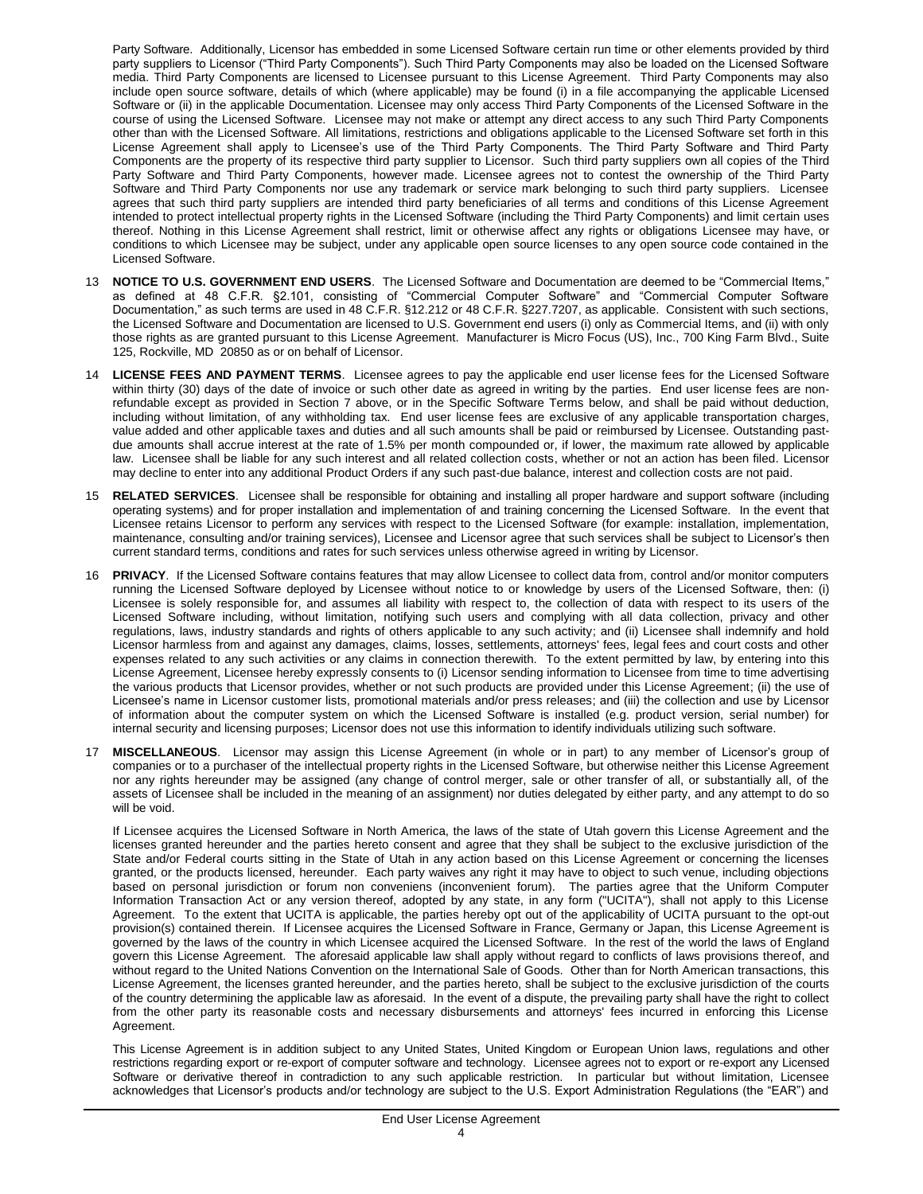Party Software. Additionally, Licensor has embedded in some Licensed Software certain run time or other elements provided by third party suppliers to Licensor ("Third Party Components"). Such Third Party Components may also be loaded on the Licensed Software media. Third Party Components are licensed to Licensee pursuant to this License Agreement. Third Party Components may also include open source software, details of which (where applicable) may be found (i) in a file accompanying the applicable Licensed Software or (ii) in the applicable Documentation. Licensee may only access Third Party Components of the Licensed Software in the course of using the Licensed Software. Licensee may not make or attempt any direct access to any such Third Party Components other than with the Licensed Software. All limitations, restrictions and obligations applicable to the Licensed Software set forth in this License Agreement shall apply to Licensee's use of the Third Party Components. The Third Party Software and Third Party Components are the property of its respective third party supplier to Licensor. Such third party suppliers own all copies of the Third Party Software and Third Party Components, however made. Licensee agrees not to contest the ownership of the Third Party Software and Third Party Components nor use any trademark or service mark belonging to such third party suppliers. Licensee agrees that such third party suppliers are intended third party beneficiaries of all terms and conditions of this License Agreement intended to protect intellectual property rights in the Licensed Software (including the Third Party Components) and limit certain uses thereof. Nothing in this License Agreement shall restrict, limit or otherwise affect any rights or obligations Licensee may have, or conditions to which Licensee may be subject, under any applicable open source licenses to any open source code contained in the Licensed Software.

13 **NOTICE TO U.S. GOVERNMENT END USERS**. The Licensed Software and Documentation are deemed to be "Commercial Items," as defined at 48 C.F.R. §2.101, consisting of "Commercial Computer Software" and "Commercial Computer Software Documentation," as such terms are used in 48 C.F.R. §12.212 or 48 C.F.R. §227.7207, as applicable. Consistent with such sections, the Licensed Software and Documentation are licensed to U.S. Government end users (i) only as Commercial Items, and (ii) with only those rights as are granted pursuant to this License Agreement. Manufacturer is Micro Focus (US), Inc., 700 King Farm Blvd., Suite 125, Rockville, MD 20850 as or on behalf of Licensor.

14 **LICENSE FEES AND PAYMENT TERMS**. Licensee agrees to pay the applicable end user license fees for the Licensed Software within thirty (30) days of the date of invoice or such other date as agreed in writing by the parties. End user license fees are non-refundable except as provided in Section 7 above, or in the Specific Software Terms below, and shall be paid without deduction, including without limitation, of any withholding tax. End user license fees are exclusive of any applicable transportation charges, value added and other applicable taxes and duties and all such amounts shall be paid or reimbursed by Licensee. Outstanding past-due amounts shall accrue interest at the rate of 1.5% per month compounded or, if lower, the maximum rate allowed by applicable law. Licensee shall be liable for any such interest and all related collection costs, whether or not an action has been filed. Licensor may decline to enter into any additional Product Orders if any such past-due balance, interest and collection costs are not paid.

15 **RELATED SERVICES**. Licensee shall be responsible for obtaining and installing all proper hardware and support software (including operating systems) and for proper installation and implementation of and training concerning the Licensed Software. In the event that Licensee retains Licensor to perform any services with respect to the Licensed Software (for example: installation, implementation, maintenance, consulting and/or training services), Licensee and Licensor agree that such services shall be subject to Licensor's then current standard terms, conditions and rates for such services unless otherwise agreed in writing by Licensor.

16 **PRIVACY**. If the Licensed Software contains features that may allow Licensee to collect data from, control and/or monitor computers running the Licensed Software deployed by Licensee without notice to or knowledge by users of the Licensed Software, then: (i) Licensee is solely responsible for, and assumes all liability with respect to, the collection of data with respect to its users of the Licensed Software including, without limitation, notifying such users and complying with all data collection, privacy and other regulations, laws, industry standards and rights of others applicable to any such activity; and (ii) Licensee shall indemnify and hold Licensor harmless from and against any damages, claims, losses, settlements, attorneys' fees, legal fees and court costs and other expenses related to any such activities or any claims in connection therewith. To the extent permitted by law, by entering into this License Agreement, Licensee hereby expressly consents to (i) Licensor sending information to Licensee from time to time advertising the various products that Licensor provides, whether or not such products are provided under this License Agreement; (ii) the use of Licensee's name in Licensor customer lists, promotional materials and/or press releases; and (iii) the collection and use by Licensor of information about the computer system on which the Licensed Software is installed (e.g. product version, serial number) for internal security and licensing purposes; Licensor does not use this information to identify individuals utilizing such software.

17 **MISCELLANEOUS**. Licensor may assign this License Agreement (in whole or in part) to any member of Licensor's group of companies or to a purchaser of the intellectual property rights in the Licensed Software, but otherwise neither this License Agreement nor any rights hereunder may be assigned (any change of control merger, sale or other transfer of all, or substantially all, of the assets of Licensee shall be included in the meaning of an assignment) nor duties delegated by either party, and any attempt to do so will be void.

If Licensee acquires the Licensed Software in North America, the laws of the state of Utah govern this License Agreement and the licenses granted hereunder and the parties hereto consent and agree that they shall be subject to the exclusive jurisdiction of the State and/or Federal courts sitting in the State of Utah in any action based on this License Agreement or concerning the licenses granted, or the products licensed, hereunder. Each party waives any right it may have to object to such venue, including objections based on personal jurisdiction or forum non conveniens (inconvenient forum). The parties agree that the Uniform Computer Information Transaction Act or any version thereof, adopted by any state, in any form ("UCITA"), shall not apply to this License Agreement. To the extent that UCITA is applicable, the parties hereby opt out of the applicability of UCITA pursuant to the opt-out provision(s) contained therein. If Licensee acquires the Licensed Software in France, Germany or Japan, this License Agreement is governed by the laws of the country in which Licensee acquired the Licensed Software. In the rest of the world the laws of England govern this License Agreement. The aforesaid applicable law shall apply without regard to conflicts of laws provisions thereof, and without regard to the United Nations Convention on the International Sale of Goods. Other than for North American transactions, this License Agreement, the licenses granted hereunder, and the parties hereto, shall be subject to the exclusive jurisdiction of the courts of the country determining the applicable law as aforesaid. In the event of a dispute, the prevailing party shall have the right to collect from the other party its reasonable costs and necessary disbursements and attorneys' fees incurred in enforcing this License Agreement.

This License Agreement is in addition subject to any United States, United Kingdom or European Union laws, regulations and other restrictions regarding export or re-export of computer software and technology. Licensee agrees not to export or re-export any Licensed Software or derivative thereof in contradiction to any such applicable restriction. In particular but without limitation, Licensee acknowledges that Licensor's products and/or technology are subject to the U.S. Export Administration Regulations (the "EAR") and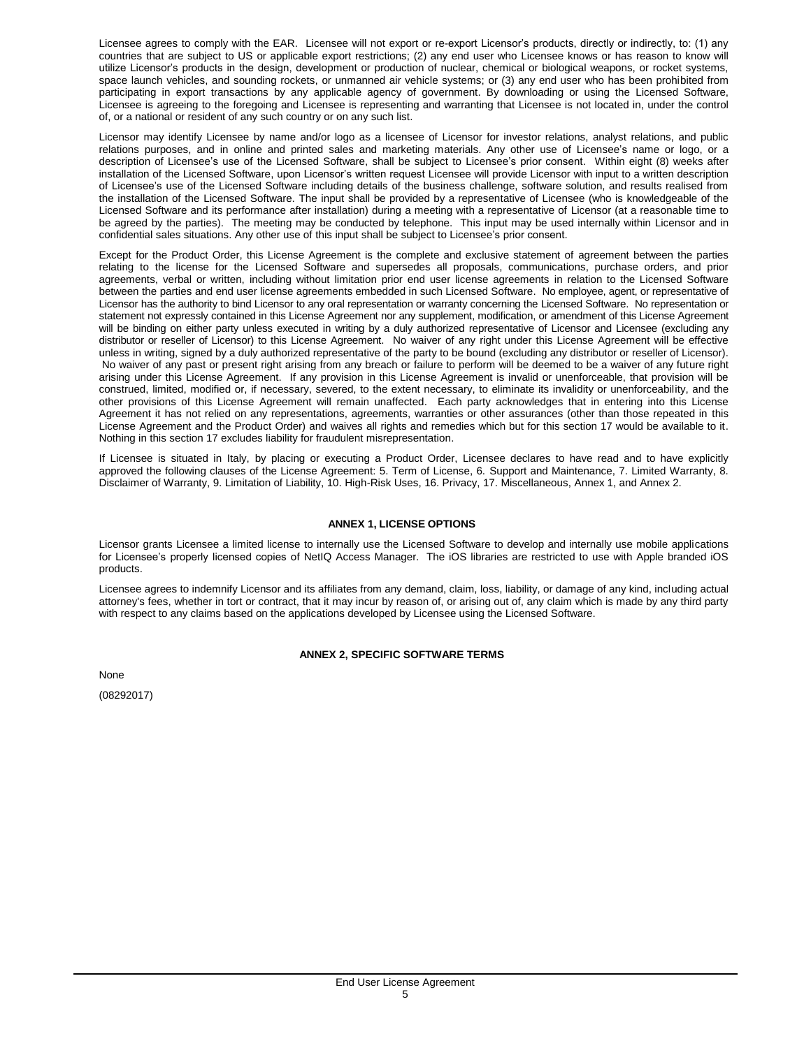Licensee agrees to comply with the EAR. Licensee will not export or re-export Licensor's products, directly or indirectly, to: (1) any countries that are subject to US or applicable export restrictions; (2) any end user who Licensee knows or has reason to know will utilize Licensor's products in the design, development or production of nuclear, chemical or biological weapons, or rocket systems, space launch vehicles, and sounding rockets, or unmanned air vehicle systems; or (3) any end user who has been prohibited from participating in export transactions by any applicable agency of government. By downloading or using the Licensed Software, Licensee is agreeing to the foregoing and Licensee is representing and warranting that Licensee is not located in, under the control of, or a national or resident of any such country or on any such list.

Licensor may identify Licensee by name and/or logo as a licensee of Licensor for investor relations, analyst relations, and public relations purposes, and in online and printed sales and marketing materials. Any other use of Licensee's name or logo, or a description of Licensee's use of the Licensed Software, shall be subject to Licensee's prior consent. Within eight (8) weeks after installation of the Licensed Software, upon Licensor's written request Licensee will provide Licensor with input to a written description of Licensee's use of the Licensed Software including details of the business challenge, software solution, and results realised from the installation of the Licensed Software. The input shall be provided by a representative of Licensee (who is knowledgeable of the Licensed Software and its performance after installation) during a meeting with a representative of Licensor (at a reasonable time to be agreed by the parties). The meeting may be conducted by telephone. This input may be used internally within Licensor and in confidential sales situations. Any other use of this input shall be subject to Licensee's prior consent.

Except for the Product Order, this License Agreement is the complete and exclusive statement of agreement between the parties relating to the license for the Licensed Software and supersedes all proposals, communications, purchase orders, and prior agreements, verbal or written, including without limitation prior end user license agreements in relation to the Licensed Software between the parties and end user license agreements embedded in such Licensed Software. No employee, agent, or representative of Licensor has the authority to bind Licensor to any oral representation or warranty concerning the Licensed Software. No representation or statement not expressly contained in this License Agreement nor any supplement, modification, or amendment of this License Agreement will be binding on either party unless executed in writing by a duly authorized representative of Licensor and Licensee (excluding any distributor or reseller of Licensor) to this License Agreement. No waiver of any right under this License Agreement will be effective unless in writing, signed by a duly authorized representative of the party to be bound (excluding any distributor or reseller of Licensor). No waiver of any past or present right arising from any breach or failure to perform will be deemed to be a waiver of any future right arising under this License Agreement. If any provision in this License Agreement is invalid or unenforceable, that provision will be construed, limited, modified or, if necessary, severed, to the extent necessary, to eliminate its invalidity or unenforceability, and the other provisions of this License Agreement will remain unaffected. Each party acknowledges that in entering into this License Agreement it has not relied on any representations, agreements, warranties or other assurances (other than those repeated in this License Agreement and the Product Order) and waives all rights and remedies which but for this section 17 would be available to it. Nothing in this section 17 excludes liability for fraudulent misrepresentation.

If Licensee is situated in Italy, by placing or executing a Product Order, Licensee declares to have read and to have explicitly approved the following clauses of the License Agreement: 5. Term of License, 6. Support and Maintenance, 7. Limited Warranty, 8. Disclaimer of Warranty, 9. Limitation of Liability, 10. High-Risk Uses, 16. Privacy, 17. Miscellaneous, Annex 1, and Annex 2.

## ANNEX 1, LICENSE OPTIONS

Licensor grants Licensee a limited license to internally use the Licensed Software to develop and internally use mobile applications for Licensee's properly licensed copies of NetIQ Access Manager. The iOS libraries are restricted to use with Apple branded iOS products.

Licensee agrees to indemnify Licensor and its affiliates from any demand, claim, loss, liability, or damage of any kind, including actual attorney's fees, whether in tort or contract, that it may incur by reason of, or arising out of, any claim which is made by any third party with respect to any claims based on the applications developed by Licensee using the Licensed Software.

## ANNEX 2, SPECIFIC SOFTWARE TERMS

None

(08292017)